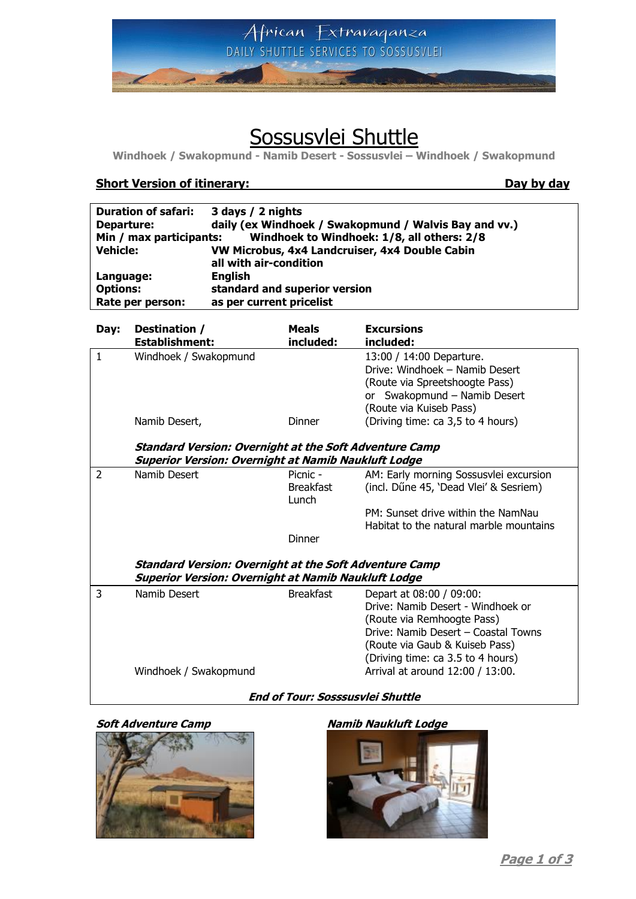# Sossusvlei Shuttle

**Windhoek / Swakopmund - Namib Desert - Sossusvlei – Windhoek / Swakopmund**

**Short Version of itinerary:** **Day by day**

| | |
|---|---|
| **Duration of safari:** | **3 days / 2 nights** |
| **Departure:** | **daily (ex Windhoek / Swakopmund / Walvis Bay and vv.)** |
| **Min / max participants:** | **Windhoek to Windhoek: 1/8, all others: 2/8** |
| **Vehicle:** | **VW Microbus, 4x4 Landcruiser, 4x4 Double Cabin all with air-condition** |
| **Language:** | **English** |
| **Options:** | **standard and superior version** |
| **Rate per person:** | **as per current pricelist** |

| **Day:** | **Destination / Establishment:** | **Meals included:** | **Excursions included:** |
|---|---|---|---|
| 1 | Windhoek / Swakopmund<br><br>Namib Desert, | <br><br>Dinner | 13:00 / 14:00 Departure.<br>Drive: Windhoek – Namib Desert (Route via Spreetshoogte Pass)<br>or Swakopmund – Namib Desert (Route via Kuiseb Pass)<br>(Driving time: ca 3,5 to 4 hours) |
| | ***Standard Version: Overnight at the Soft Adventure Camp***<br>***Superior Version: Overnight at Namib Naukluft Lodge*** | | |
| 2 | Namib Desert | Picnic - Breakfast<br>Lunch<br><br>Dinner | AM: Early morning Sossusvlei excursion (incl. Dűne 45, 'Dead Vlei' & Sesriem)<br><br>PM: Sunset drive within the NamNau Habitat to the natural marble mountains |
| | ***Standard Version: Overnight at the Soft Adventure Camp***<br>***Superior Version: Overnight at Namib Naukluft Lodge*** | | |
| 3 | Namib Desert<br><br>Windhoek / Swakopmund | Breakfast | Depart at 08:00 / 09:00:<br>Drive: Namib Desert - Windhoek or (Route via Remhoogte Pass)<br>Drive: Namib Desert – Coastal Towns (Route via Gaub & Kuiseb Pass)<br>(Driving time: ca 3.5 to 4 hours)<br>Arrival at around 12:00 / 13:00. |
| | ***End of Tour: Sosssusvlei Shuttle*** | | |

***Soft Adventure Camp***

***Namib Naukluft Lodge***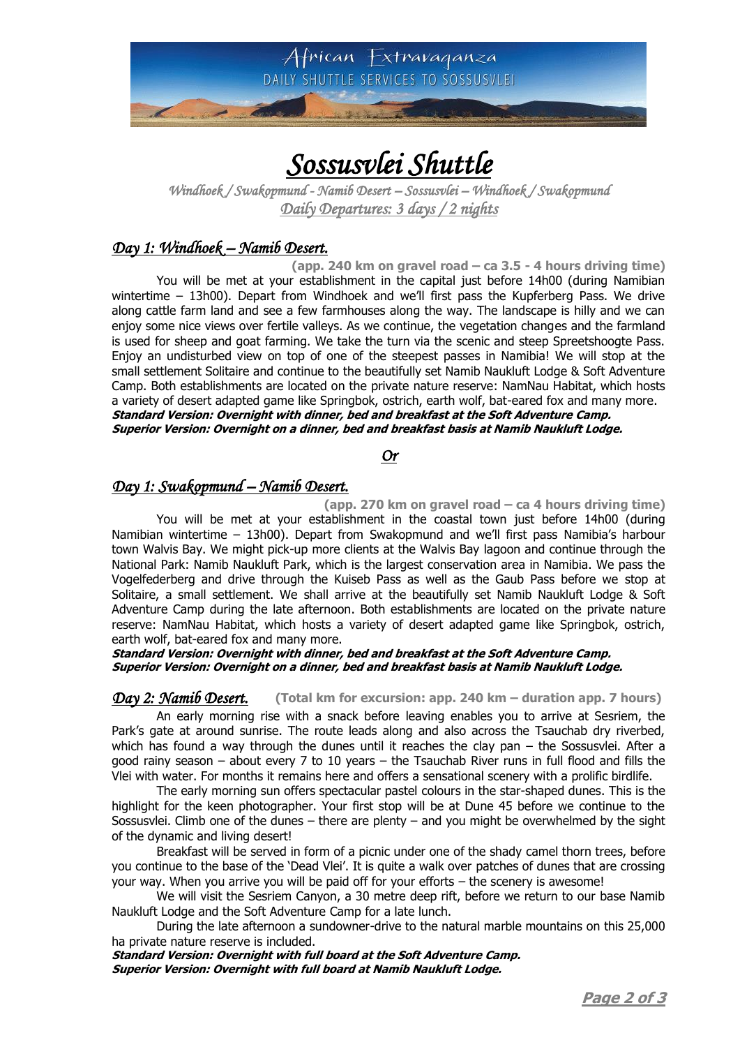# Sossusvlei Shuttle

*Windhoek / Swakopmund - Namib Desert – Sossusvlei – Windhoek / Swakopmund*

*Daily Departures: 3 days / 2 nights*

## Day 1: Windhoek – Namib Desert.

**(app. 240 km on gravel road – ca 3.5 - 4 hours driving time)**

You will be met at your establishment in the capital just before 14h00 (during Namibian wintertime – 13h00). Depart from Windhoek and we'll first pass the Kupferberg Pass. We drive along cattle farm land and see a few farmhouses along the way. The landscape is hilly and we can enjoy some nice views over fertile valleys. As we continue, the vegetation changes and the farmland is used for sheep and goat farming. We take the turn via the scenic and steep Spreetshoogte Pass. Enjoy an undisturbed view on top of one of the steepest passes in Namibia! We will stop at the small settlement Solitaire and continue to the beautifully set Namib Naukluft Lodge & Soft Adventure Camp. Both establishments are located on the private nature reserve: NamNau Habitat, which hosts a variety of desert adapted game like Springbok, ostrich, earth wolf, bat-eared fox and many more.

***Standard Version: Overnight with dinner, bed and breakfast at the Soft Adventure Camp.***
***Superior Version: Overnight on a dinner, bed and breakfast basis at Namib Naukluft Lodge.***

*Or*

## Day 1: Swakopmund – Namib Desert.

**(app. 270 km on gravel road – ca 4 hours driving time)**

You will be met at your establishment in the coastal town just before 14h00 (during Namibian wintertime – 13h00). Depart from Swakopmund and we'll first pass Namibia's harbour town Walvis Bay. We might pick-up more clients at the Walvis Bay lagoon and continue through the National Park: Namib Naukluft Park, which is the largest conservation area in Namibia. We pass the Vogelfederberg and drive through the Kuiseb Pass as well as the Gaub Pass before we stop at Solitaire, a small settlement. We shall arrive at the beautifully set Namib Naukluft Lodge & Soft Adventure Camp during the late afternoon. Both establishments are located on the private nature reserve: NamNau Habitat, which hosts a variety of desert adapted game like Springbok, ostrich, earth wolf, bat-eared fox and many more.

***Standard Version: Overnight with dinner, bed and breakfast at the Soft Adventure Camp.***
***Superior Version: Overnight on a dinner, bed and breakfast basis at Namib Naukluft Lodge.***

## Day 2: Namib Desert.

**(Total km for excursion: app. 240 km – duration app. 7 hours)**

An early morning rise with a snack before leaving enables you to arrive at Sesriem, the Park's gate at around sunrise. The route leads along and also across the Tsauchab dry riverbed, which has found a way through the dunes until it reaches the clay pan – the Sossusvlei. After a good rainy season – about every 7 to 10 years – the Tsauchab River runs in full flood and fills the Vlei with water. For months it remains here and offers a sensational scenery with a prolific birdlife.

The early morning sun offers spectacular pastel colours in the star-shaped dunes. This is the highlight for the keen photographer. Your first stop will be at Dune 45 before we continue to the Sossusvlei. Climb one of the dunes – there are plenty – and you might be overwhelmed by the sight of the dynamic and living desert!

Breakfast will be served in form of a picnic under one of the shady camel thorn trees, before you continue to the base of the 'Dead Vlei'. It is quite a walk over patches of dunes that are crossing your way. When you arrive you will be paid off for your efforts – the scenery is awesome!

We will visit the Sesriem Canyon, a 30 metre deep rift, before we return to our base Namib Naukluft Lodge and the Soft Adventure Camp for a late lunch.

During the late afternoon a sundowner-drive to the natural marble mountains on this 25,000 ha private nature reserve is included.

***Standard Version: Overnight with full board at the Soft Adventure Camp.***
***Superior Version: Overnight with full board at Namib Naukluft Lodge.***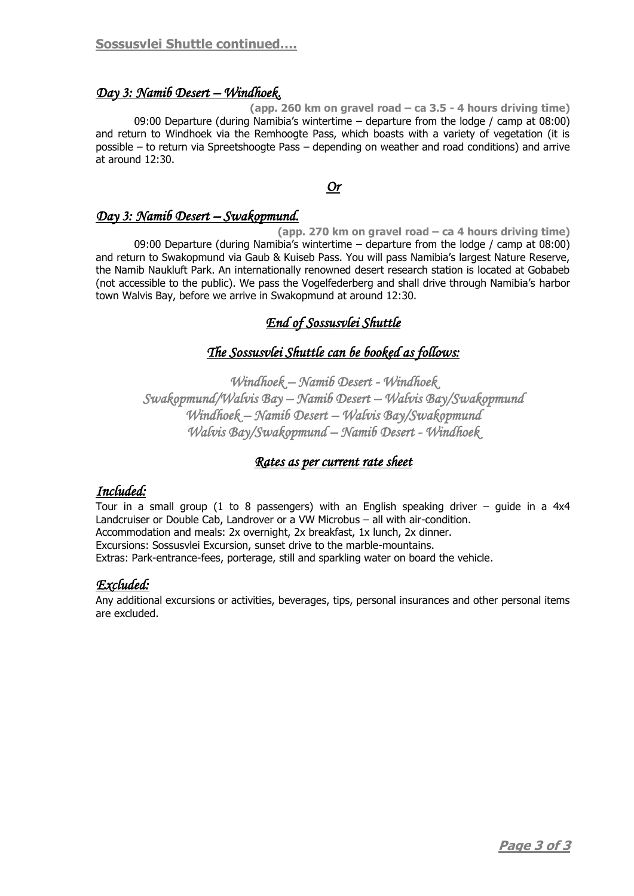**Sossusvlei Shuttle continued….**

## *Day 3: Namib Desert – Windhoek.*

**(app. 260 km on gravel road – ca 3.5 - 4 hours driving time)**

09:00 Departure (during Namibia's wintertime – departure from the lodge / camp at 08:00) and return to Windhoek via the Remhoogte Pass, which boasts with a variety of vegetation (it is possible – to return via Spreetshoogte Pass – depending on weather and road conditions) and arrive at around 12:30.

*Or*

## *Day 3: Namib Desert – Swakopmund.*

**(app. 270 km on gravel road – ca 4 hours driving time)**

09:00 Departure (during Namibia's wintertime – departure from the lodge / camp at 08:00) and return to Swakopmund via Gaub & Kuiseb Pass. You will pass Namibia's largest Nature Reserve, the Namib Naukluft Park. An internationally renowned desert research station is located at Gobabeb (not accessible to the public). We pass the Vogelfederberg and shall drive through Namibia's harbor town Walvis Bay, before we arrive in Swakopmund at around 12:30.

## *End of Sossusvlei Shuttle*

## *The Sossusvlei Shuttle can be booked as follows:*

*Windhoek – Namib Desert - Windhoek*
*Swakopmund/Walvis Bay – Namib Desert – Walvis Bay/Swakopmund*
*Windhoek – Namib Desert – Walvis Bay/Swakopmund*
*Walvis Bay/Swakopmund – Namib Desert - Windhoek*

*Rates as per current rate sheet*

## *Included:*

Tour in a small group (1 to 8 passengers) with an English speaking driver – guide in a 4x4 Landcruiser or Double Cab, Landrover or a VW Microbus – all with air-condition.
Accommodation and meals: 2x overnight, 2x breakfast, 1x lunch, 2x dinner.
Excursions: Sossusvlei Excursion, sunset drive to the marble-mountains.
Extras: Park-entrance-fees, porterage, still and sparkling water on board the vehicle.

## *Excluded:*

Any additional excursions or activities, beverages, tips, personal insurances and other personal items are excluded.